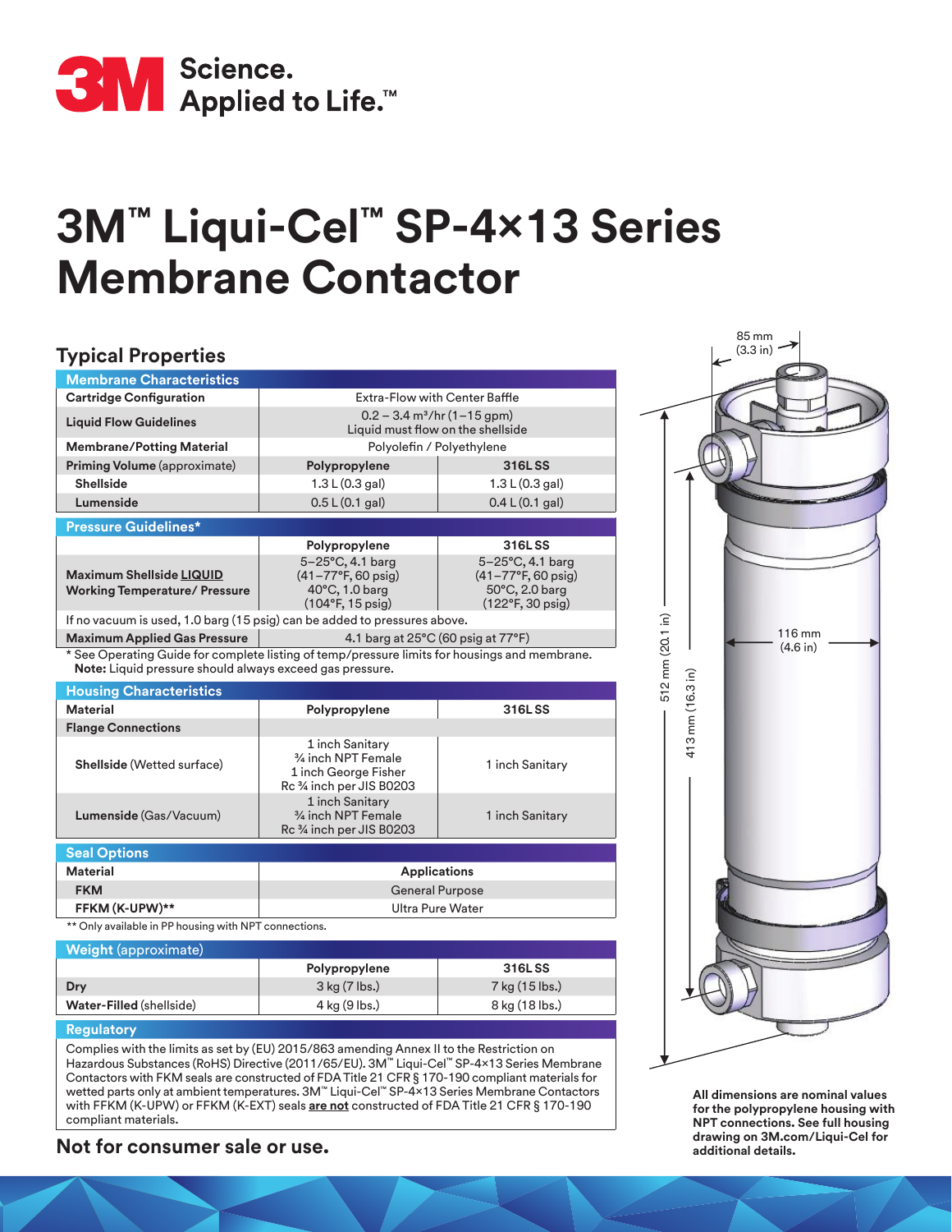3M Science. Applied to Life.™

# 3M™ Liqui-Cel™ SP-4×13 Series Membrane Contactor

## Typical Properties

| Membrane Characteristics | | |
|---|---|---|
| **Cartridge Configuration** | Extra-Flow with Center Baffle | |
| **Liquid Flow Guidelines** | 0.2 – 3.4 m³/hr (1–15 gpm)<br>Liquid must flow on the shellside | |
| **Membrane/Potting Material** | Polyolefin / Polyethylene | |
| **Priming Volume** (approximate) | **Polypropylene** | **316L SS** |
| **Shellside** | 1.3 L (0.3 gal) | 1.3 L (0.3 gal) |
| **Lumenside** | 0.5 L (0.1 gal) | 0.4 L (0.1 gal) |

| Pressure Guidelines* | | |
|---|---|---|
| | **Polypropylene** | **316L SS** |
| **Maximum Shellside LIQUID Working Temperature/ Pressure** | 5–25°C, 4.1 barg<br>(41–77°F, 60 psig)<br>40°C, 1.0 barg<br>(104°F, 15 psig) | 5–25°C, 4.1 barg<br>(41–77°F, 60 psig)<br>50°C, 2.0 barg<br>(122°F, 30 psig) |
| If no vacuum is used, 1.0 barg (15 psig) can be added to pressures above. | | |
| **Maximum Applied Gas Pressure** | 4.1 barg at 25°C (60 psig at 77°F) | |

\* See Operating Guide for complete listing of temp/pressure limits for housings and membrane.
**Note:** Liquid pressure should always exceed gas pressure.

| Housing Characteristics | | |
|---|---|---|
| **Material** | **Polypropylene** | **316L SS** |
| **Flange Connections** | | |
| **Shellside** (Wetted surface) | 1 inch Sanitary<br>¾ inch NPT Female<br>1 inch George Fisher<br>Rc ¾ inch per JIS B0203 | 1 inch Sanitary |
| **Lumenside** (Gas/Vacuum) | 1 inch Sanitary<br>¾ inch NPT Female<br>Rc ¾ inch per JIS B0203 | 1 inch Sanitary |

| Seal Options | |
|---|---|
| **Material** | **Applications** |
| **FKM** | General Purpose |
| **FFKM (K-UPW)**\*\* | Ultra Pure Water |

\*\* Only available in PP housing with NPT connections.

| Weight (approximate) | | |
|---|---|---|
| | **Polypropylene** | **316L SS** |
| **Dry** | 3 kg (7 lbs.) | 7 kg (15 lbs.) |
| **Water-Filled** (shellside) | 4 kg (9 lbs.) | 8 kg (18 lbs.) |

### Regulatory

Complies with the limits as set by (EU) 2015/863 amending Annex II to the Restriction on Hazardous Substances (RoHS) Directive (2011/65/EU). 3M™ Liqui-Cel™ SP-4×13 Series Membrane Contactors with FKM seals are constructed of FDA Title 21 CFR § 170-190 compliant materials for wetted parts only at ambient temperatures. 3M™ Liqui-Cel™ SP-4×13 Series Membrane Contactors with FFKM (K-UPW) or FFKM (K-EXT) seals **are not** constructed of FDA Title 21 CFR § 170-190 compliant materials.

**Not for consumer sale or use.**

85 mm (3.3 in)

116 mm (4.6 in)

512 mm (20.1 in)

413 mm (16.3 in)

**All dimensions are nominal values for the polypropylene housing with NPT connections. See full housing drawing on 3M.com/Liqui-Cel for additional details.**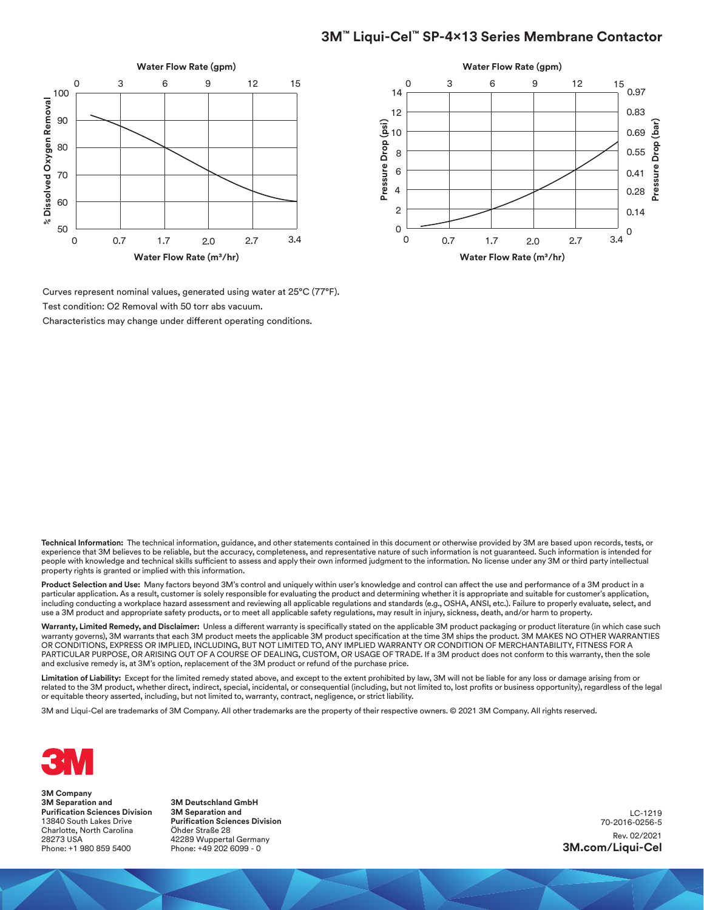## 3M™ Liqui-Cel™ SP-4×13 Series Membrane Contactor

Water Flow Rate (gpm)

0 3 6 9 12 15

% Dissolved Oxygen Removal

100 90 80 70 60 50

0 0.7 1.7 2.0 2.7 3.4

Water Flow Rate (m³/hr)

Water Flow Rate (gpm)

0 3 6 9 12 15

Pressure Drop (psi)

14 12 10 8 6 4 2 0

Pressure Drop (bar)

0.97 0.83 0.69 0.55 0.41 0.28 0.14 0

0 0.7 1.7 2.0 2.7 3.4

Water Flow Rate (m³/hr)

Curves represent nominal values, generated using water at 25°C (77°F).

Test condition: O2 Removal with 50 torr abs vacuum.

Characteristics may change under different operating conditions.

**Technical Information:** The technical information, guidance, and other statements contained in this document or otherwise provided by 3M are based upon records, tests, or experience that 3M believes to be reliable, but the accuracy, completeness, and representative nature of such information is not guaranteed. Such information is intended for people with knowledge and technical skills sufficient to assess and apply their own informed judgment to the information. No license under any 3M or third party intellectual property rights is granted or implied with this information.

**Product Selection and Use:** Many factors beyond 3M's control and uniquely within user's knowledge and control can affect the use and performance of a 3M product in a particular application. As a result, customer is solely responsible for evaluating the product and determining whether it is appropriate and suitable for customer's application, including conducting a workplace hazard assessment and reviewing all applicable regulations and standards (e.g., OSHA, ANSI, etc.). Failure to properly evaluate, select, and use a 3M product and appropriate safety products, or to meet all applicable safety regulations, may result in injury, sickness, death, and/or harm to property.

**Warranty, Limited Remedy, and Disclaimer:** Unless a different warranty is specifically stated on the applicable 3M product packaging or product literature (in which case such warranty governs), 3M warrants that each 3M product meets the applicable 3M product specification at the time 3M ships the product. 3M MAKES NO OTHER WARRANTIES OR CONDITIONS, EXPRESS OR IMPLIED, INCLUDING, BUT NOT LIMITED TO, ANY IMPLIED WARRANTY OR CONDITION OF MERCHANTABILITY, FITNESS FOR A PARTICULAR PURPOSE, OR ARISING OUT OF A COURSE OF DEALING, CUSTOM, OR USAGE OF TRADE. If a 3M product does not conform to this warranty, then the sole and exclusive remedy is, at 3M's option, replacement of the 3M product or refund of the purchase price.

**Limitation of Liability:** Except for the limited remedy stated above, and except to the extent prohibited by law, 3M will not be liable for any loss or damage arising from or related to the 3M product, whether direct, indirect, special, incidental, or consequential (including, but not limited to, lost profits or business opportunity), regardless of the legal or equitable theory asserted, including, but not limited to, warranty, contract, negligence, or strict liability.

3M and Liqui-Cel are trademarks of 3M Company. All other trademarks are the property of their respective owners. © 2021 3M Company. All rights reserved.

**3M Company**
**3M Separation and Purification Sciences Division**
13840 South Lakes Drive
Charlotte, North Carolina
28273 USA
Phone: +1 980 859 5400

**3M Deutschland GmbH**
**3M Separation and Purification Sciences Division**
Öhder Straße 28
42289 Wuppertal Germany
Phone: +49 202 6099 - 0

LC-1219
70-2016-0256-5
Rev. 02/2021
**3M.com/Liqui-Cel**